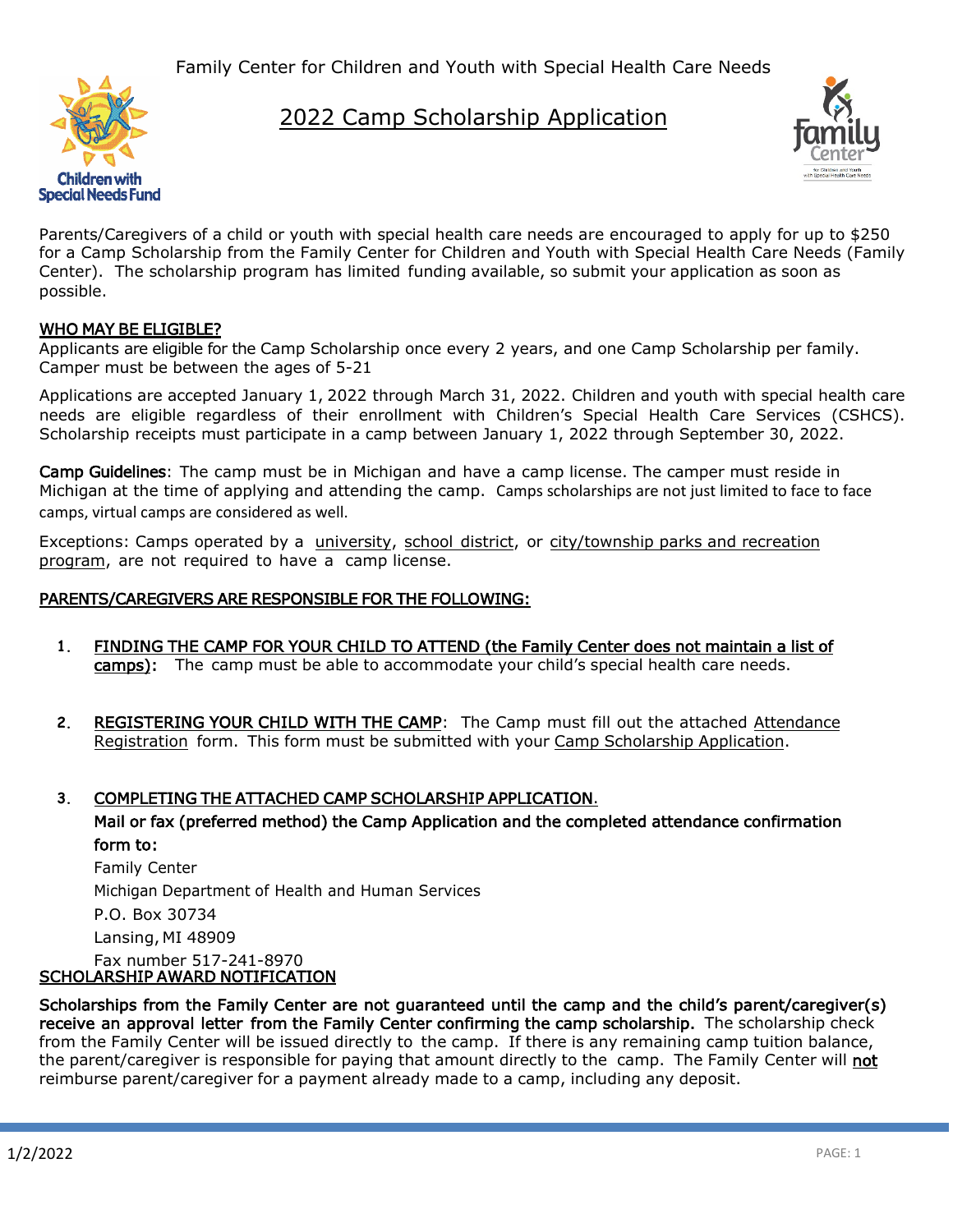Family Center for Children and Youth with Special Health Care Needs

# 2022 Camp Scholarship Application

Children with Special Needs Fund

Parents/Caregivers of a child or youth with special health care needs are encouraged to apply for up to $250 for a Camp Scholarship from the Family Center for Children and Youth with Special Health Care Needs (Family Center). The scholarship program has limited funding available, so submit your application as soon as possible.

## WHO MAY BE ELIGIBLE?

Applicants are eligible for the Camp Scholarship once every 2 years, and one Camp Scholarship per family. Camper must be between the ages of 5-21

Applications are accepted January 1, 2022 through March 31, 2022. Children and youth with special health care needs are eligible regardless of their enrollment with Children's Special Health Care Services (CSHCS). Scholarship receipts must participate in a camp between January 1, 2022 through September 30, 2022.

**Camp Guidelines**: The camp must be in Michigan and have a camp license. The camper must reside in Michigan at the time of applying and attending the camp. Camps scholarships are not just limited to face to face camps, virtual camps are considered as well.

Exceptions: Camps operated by a university, school district, or city/township parks and recreation program, are not required to have a camp license.

## PARENTS/CAREGIVERS ARE RESPONSIBLE FOR THE FOLLOWING:

1. **FINDING THE CAMP FOR YOUR CHILD TO ATTEND (the Family Center does not maintain a list of camps):** The camp must be able to accommodate your child's special health care needs.

2. **REGISTERING YOUR CHILD WITH THE CAMP**: The Camp must fill out the attached Attendance Registration form. This form must be submitted with your Camp Scholarship Application.

3. **COMPLETING THE ATTACHED CAMP SCHOLARSHIP APPLICATION.**

   **Mail or fax (preferred method) the Camp Application and the completed attendance confirmation form to:**

   Family Center
   Michigan Department of Health and Human Services
   P.O. Box 30734
   Lansing, MI 48909
   Fax number 517-241-8970

## SCHOLARSHIP AWARD NOTIFICATION

**Scholarships from the Family Center are not guaranteed until the camp and the child's parent/caregiver(s) receive an approval letter from the Family Center confirming the camp scholarship.** The scholarship check from the Family Center will be issued directly to the camp. If there is any remaining camp tuition balance, the parent/caregiver is responsible for paying that amount directly to the camp. The Family Center will not reimburse parent/caregiver for a payment already made to a camp, including any deposit.

1/2/2022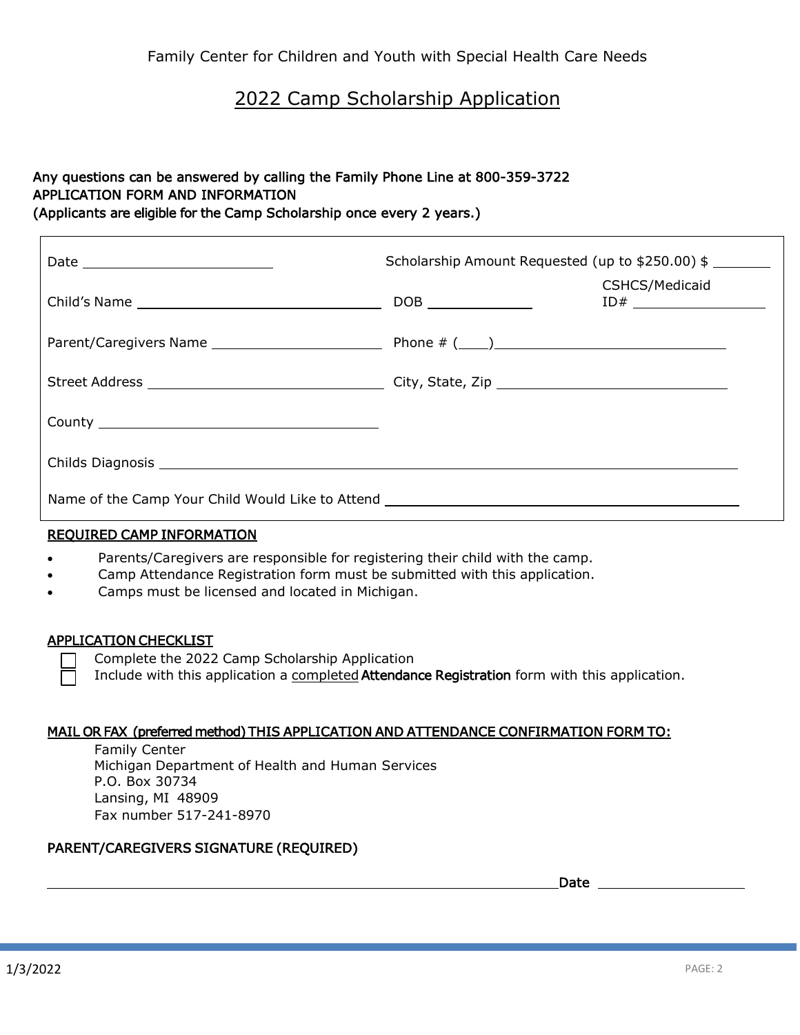Family Center for Children and Youth with Special Health Care Needs

# 2022 Camp Scholarship Application

**Any questions can be answered by calling the Family Phone Line at 800-359-3722**
**APPLICATION FORM AND INFORMATION**
**(Applicants are eligible for the Camp Scholarship once every 2 years.)**

Date ______________________ Scholarship Amount Requested (up to $250.00) $ ________

Child's Name ______________________ DOB ____________ CSHCS/Medicaid ID# ______________

Parent/Caregivers Name ______________________ Phone # (____)______________________

Street Address ______________________ City, State, Zip ______________________

County ______________________

Childs Diagnosis ____________________________________________

Name of the Camp Your Child Would Like to Attend ______________________________

## REQUIRED CAMP INFORMATION

- Parents/Caregivers are responsible for registering their child with the camp.
- Camp Attendance Registration form must be submitted with this application.
- Camps must be licensed and located in Michigan.

## APPLICATION CHECKLIST

- ☐ Complete the 2022 Camp Scholarship Application
- ☐ Include with this application a completed **Attendance Registration** form with this application.

## MAIL OR FAX (preferred method) THIS APPLICATION AND ATTENDANCE CONFIRMATION FORM TO:

Family Center
Michigan Department of Health and Human Services
P.O. Box 30734
Lansing, MI 48909
Fax number 517-241-8970

**PARENT/CAREGIVERS SIGNATURE (REQUIRED)**

____________________________________________ **Date** ______________

1/3/2022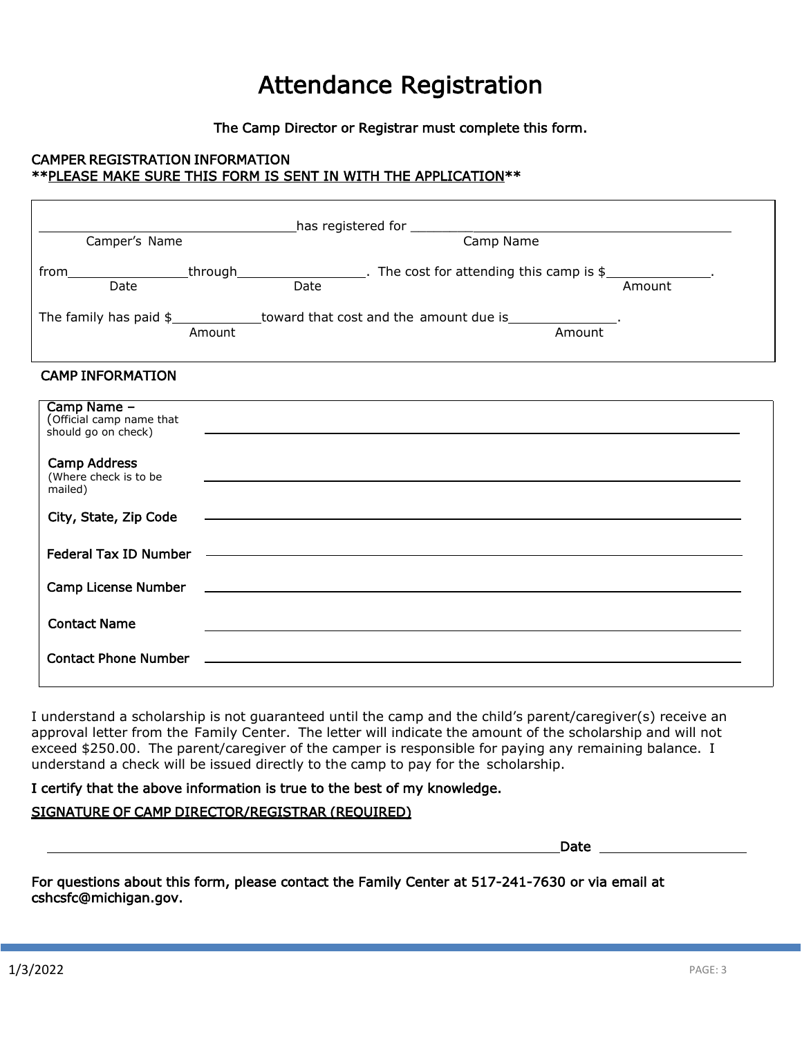# Attendance Registration

The Camp Director or Registrar must complete this form.

CAMPER REGISTRATION INFORMATION
**PLEASE MAKE SURE THIS FORM IS SENT IN WITH THE APPLICATION**

__________________________________ has registered for __________________________________
Camper's Name                                                                  Camp Name

from________________through________________. The cost for attending this camp is $______________.
Date                                  Date                                                                  Amount

The family has paid $____________toward that cost and the amount due is______________.
Amount                                                                  Amount

CAMP INFORMATION

| | |
|---|---|
| Camp Name – (Official camp name that should go on check) | |
| Camp Address (Where check is to be mailed) | |
| City, State, Zip Code | |
| Federal Tax ID Number | |
| Camp License Number | |
| Contact Name | |
| Contact Phone Number | |

I understand a scholarship is not guaranteed until the camp and the child's parent/caregiver(s) receive an approval letter from the Family Center. The letter will indicate the amount of the scholarship and will not exceed $250.00. The parent/caregiver of the camper is responsible for paying any remaining balance. I understand a check will be issued directly to the camp to pay for the scholarship.

I certify that the above information is true to the best of my knowledge.

SIGNATURE OF CAMP DIRECTOR/REGISTRAR (REQUIRED)

______________________________________________ Date ________________

For questions about this form, please contact the Family Center at 517-241-7630 or via email at cshcsfc@michigan.gov.

1/3/2022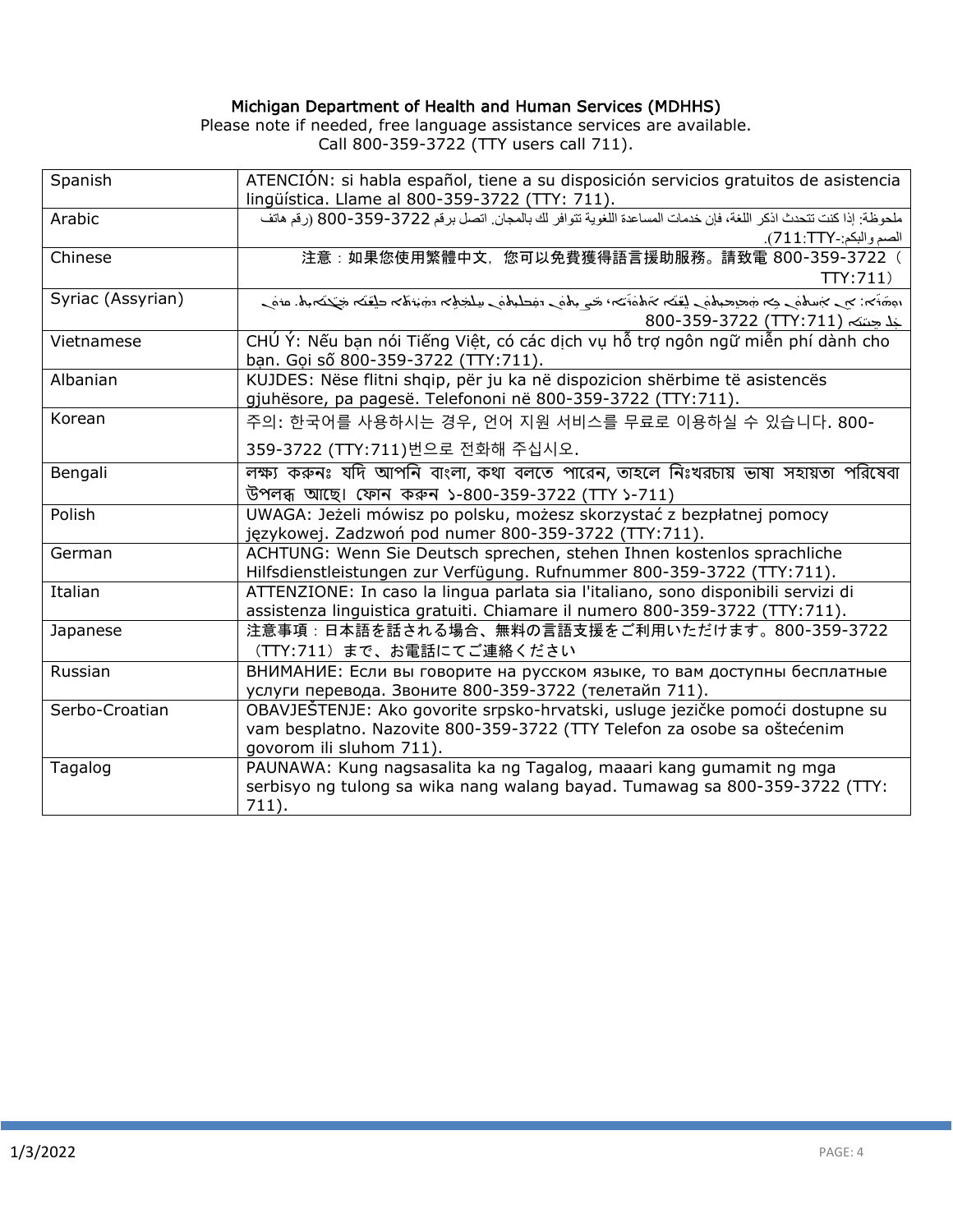Michigan Department of Health and Human Services (MDHHS)

Please note if needed, free language assistance services are available.
Call 800-359-3722 (TTY users call 711).

| Spanish | ATENCIÓN: si habla español, tiene a su disposición servicios gratuitos de asistencia lingüística. Llame al 800-359-3722 (TTY: 711). |
|---|---|
| Arabic | ملحوظة: إذا كنت تتحدث اذكر اللغة، فإن خدمات المساعدة اللغوية تتوافر لك بالمجان. اتصل برقم 800-359-3722 (رقم هاتف الصم والبكم:-TTY:711). |
| Chinese | 注意：如果您使用繁體中文，您可以免費獲得語言援助服務。請致電 800-359-3722（TTY:711） |
| Syriac (Assyrian) | ܙܘܗܪܐ: ܐܢ ܟܐ ܡܫܬܥܠܝܬ ܒܠܫܢܐ ܐܬܘܪܝܐ، ܟܐ ܐܝܬ ܠܘܟܘܢ ܬܫܡܫܬܐ ܕܥܘܕܪܢܐ ܒܠܫܢܐ ܡܓܢܐܝܬ. ܩܪܘ ܥܠ ܡܢܝܢܐ (TTY:711) 800-359-3722 |
| Vietnamese | CHÚ Ý: Nếu bạn nói Tiếng Việt, có các dịch vụ hỗ trợ ngôn ngữ miễn phí dành cho bạn. Gọi số 800-359-3722 (TTY:711). |
| Albanian | KUJDES: Nëse flitni shqip, për ju ka në dispozicion shërbime të asistencës gjuhësore, pa pagesë. Telefononi në 800-359-3722 (TTY:711). |
| Korean | 주의: 한국어를 사용하시는 경우, 언어 지원 서비스를 무료로 이용하실 수 있습니다. 800-359-3722 (TTY:711)번으로 전화해 주십시오. |
| Bengali | লক্ষ্য করুনঃ যদি আপনি বাংলা, কথা বলতে পারেন, তাহলে নিঃখরচায় ভাষা সহায়তা পরিষেবা উপলব্ধ আছে। ফোন করুন ১-800-359-3722 (TTY ১-711) |
| Polish | UWAGA: Jeżeli mówisz po polsku, możesz skorzystać z bezpłatnej pomocy językowej. Zadzwoń pod numer 800-359-3722 (TTY:711). |
| German | ACHTUNG: Wenn Sie Deutsch sprechen, stehen Ihnen kostenlos sprachliche Hilfsdienstleistungen zur Verfügung. Rufnummer 800-359-3722 (TTY:711). |
| Italian | ATTENZIONE: In caso la lingua parlata sia l'italiano, sono disponibili servizi di assistenza linguistica gratuiti. Chiamare il numero 800-359-3722 (TTY:711). |
| Japanese | 注意事項：日本語を話される場合、無料の言語支援をご利用いただけます。800-359-3722（TTY:711）まで、お電話にてご連絡ください |
| Russian | ВНИМАНИЕ: Если вы говорите на русском языке, то вам доступны бесплатные услуги перевода. Звоните 800-359-3722 (телетайп 711). |
| Serbo-Croatian | OBAVJEŠTENJE: Ako govorite srpsko-hrvatski, usluge jezičke pomoći dostupne su vam besplatno. Nazovite 800-359-3722 (TTY Telefon za osobe sa oštećenim govorom ili sluhom 711). |
| Tagalog | PAUNAWA: Kung nagsasalita ka ng Tagalog, maaari kang gumamit ng mga serbisyo ng tulong sa wika nang walang bayad. Tumawag sa 800-359-3722 (TTY: 711). |

1/3/2022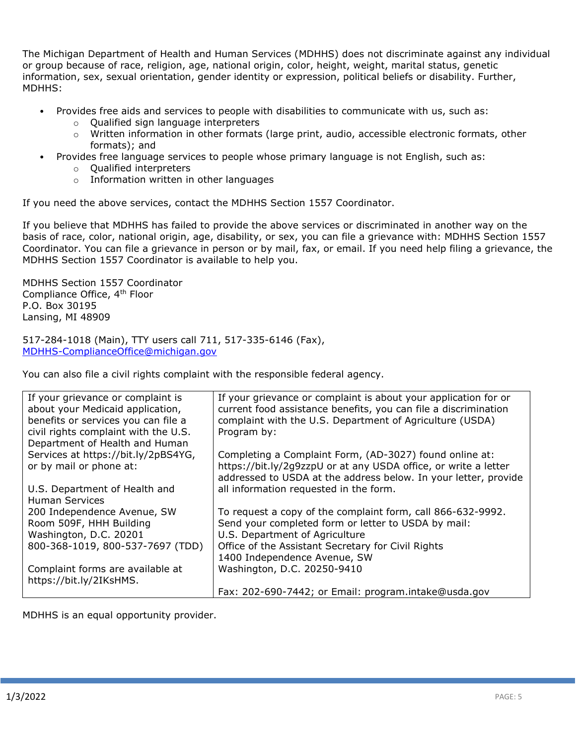The Michigan Department of Health and Human Services (MDHHS) does not discriminate against any individual or group because of race, religion, age, national origin, color, height, weight, marital status, genetic information, sex, sexual orientation, gender identity or expression, political beliefs or disability. Further, MDHHS:

- Provides free aids and services to people with disabilities to communicate with us, such as:
  - Qualified sign language interpreters
  - Written information in other formats (large print, audio, accessible electronic formats, other formats); and
- Provides free language services to people whose primary language is not English, such as:
  - Qualified interpreters
  - Information written in other languages

If you need the above services, contact the MDHHS Section 1557 Coordinator.

If you believe that MDHHS has failed to provide the above services or discriminated in another way on the basis of race, color, national origin, age, disability, or sex, you can file a grievance with: MDHHS Section 1557 Coordinator. You can file a grievance in person or by mail, fax, or email. If you need help filing a grievance, the MDHHS Section 1557 Coordinator is available to help you.

MDHHS Section 1557 Coordinator
Compliance Office, 4th Floor
P.O. Box 30195
Lansing, MI 48909

517-284-1018 (Main), TTY users call 711, 517-335-6146 (Fax),
MDHHS-ComplianceOffice@michigan.gov

You can also file a civil rights complaint with the responsible federal agency.

| | |
|---|---|
| If your grievance or complaint is about your Medicaid application, benefits or services you can file a civil rights complaint with the U.S. Department of Health and Human Services at https://bit.ly/2pBS4YG, or by mail or phone at:<br><br>U.S. Department of Health and Human Services<br>200 Independence Avenue, SW<br>Room 509F, HHH Building<br>Washington, D.C. 20201<br>800-368-1019, 800-537-7697 (TDD)<br><br>Complaint forms are available at https://bit.ly/2IKsHMS. | If your grievance or complaint is about your application for or current food assistance benefits, you can file a discrimination complaint with the U.S. Department of Agriculture (USDA) Program by:<br><br>Completing a Complaint Form, (AD-3027) found online at: https://bit.ly/2g9zzpU or at any USDA office, or write a letter addressed to USDA at the address below. In your letter, provide all information requested in the form.<br><br>To request a copy of the complaint form, call 866-632-9992. Send your completed form or letter to USDA by mail:<br>U.S. Department of Agriculture<br>Office of the Assistant Secretary for Civil Rights<br>1400 Independence Avenue, SW<br>Washington, D.C. 20250-9410<br><br>Fax: 202-690-7442; or Email: program.intake@usda.gov |

MDHHS is an equal opportunity provider.

1/3/2022